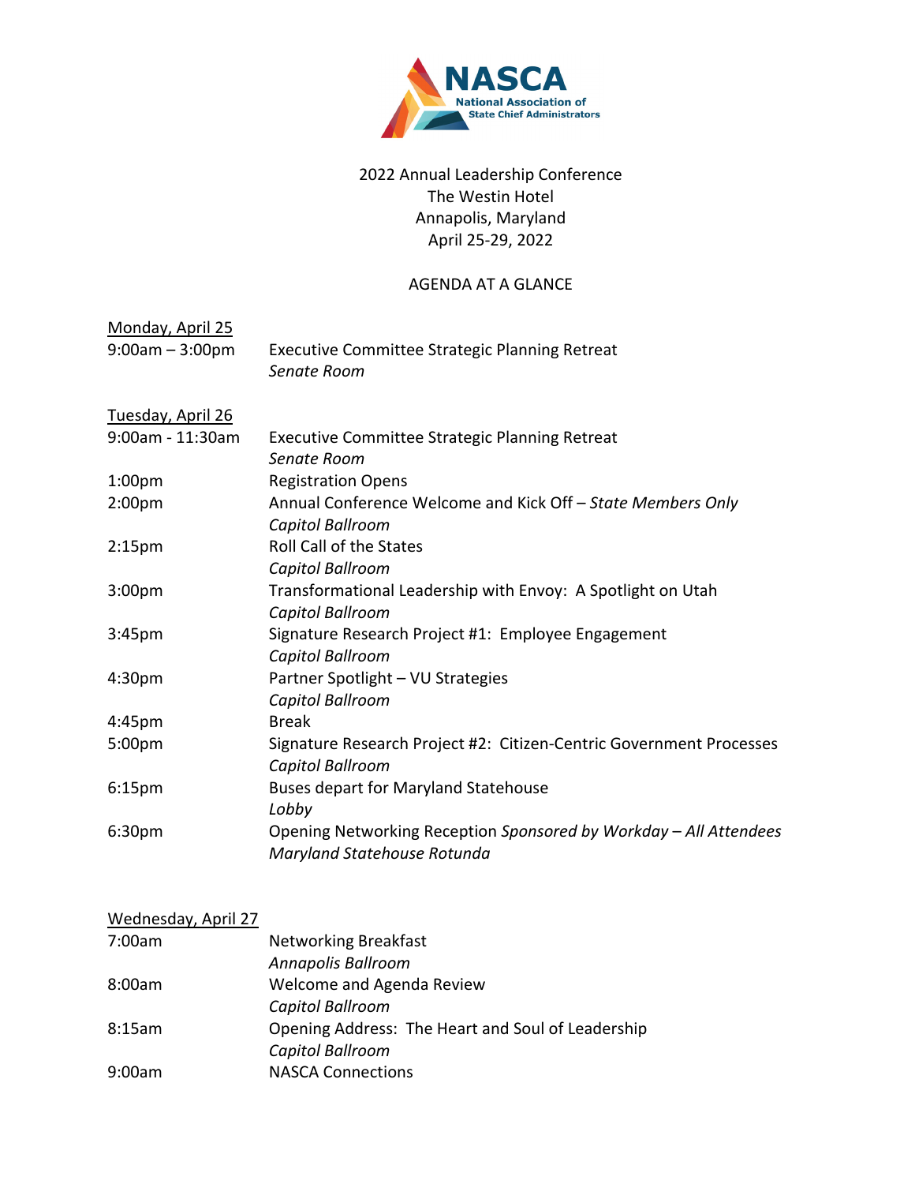**NASCA**
National Association of State Chief Administrators

2022 Annual Leadership Conference
The Westin Hotel
Annapolis, Maryland
April 25-29, 2022

AGENDA AT A GLANCE

<u>Monday, April 25</u>

| | |
|---|---|
| 9:00am – 3:00pm | Executive Committee Strategic Planning Retreat<br>*Senate Room* |

<u>Tuesday, April 26</u>

| | |
|---|---|
| 9:00am - 11:30am | Executive Committee Strategic Planning Retreat<br>*Senate Room* |
| 1:00pm | Registration Opens |
| 2:00pm | Annual Conference Welcome and Kick Off – *State Members Only*<br>*Capitol Ballroom* |
| 2:15pm | Roll Call of the States<br>*Capitol Ballroom* |
| 3:00pm | Transformational Leadership with Envoy: A Spotlight on Utah<br>*Capitol Ballroom* |
| 3:45pm | Signature Research Project #1: Employee Engagement<br>*Capitol Ballroom* |
| 4:30pm | Partner Spotlight – VU Strategies<br>*Capitol Ballroom* |
| 4:45pm | Break |
| 5:00pm | Signature Research Project #2: Citizen-Centric Government Processes<br>*Capitol Ballroom* |
| 6:15pm | Buses depart for Maryland Statehouse<br>*Lobby* |
| 6:30pm | Opening Networking Reception *Sponsored by Workday – All Attendees*<br>*Maryland Statehouse Rotunda* |

<u>Wednesday, April 27</u>

| | |
|---|---|
| 7:00am | Networking Breakfast<br>*Annapolis Ballroom* |
| 8:00am | Welcome and Agenda Review<br>*Capitol Ballroom* |
| 8:15am | Opening Address: The Heart and Soul of Leadership<br>*Capitol Ballroom* |
| 9:00am | NASCA Connections |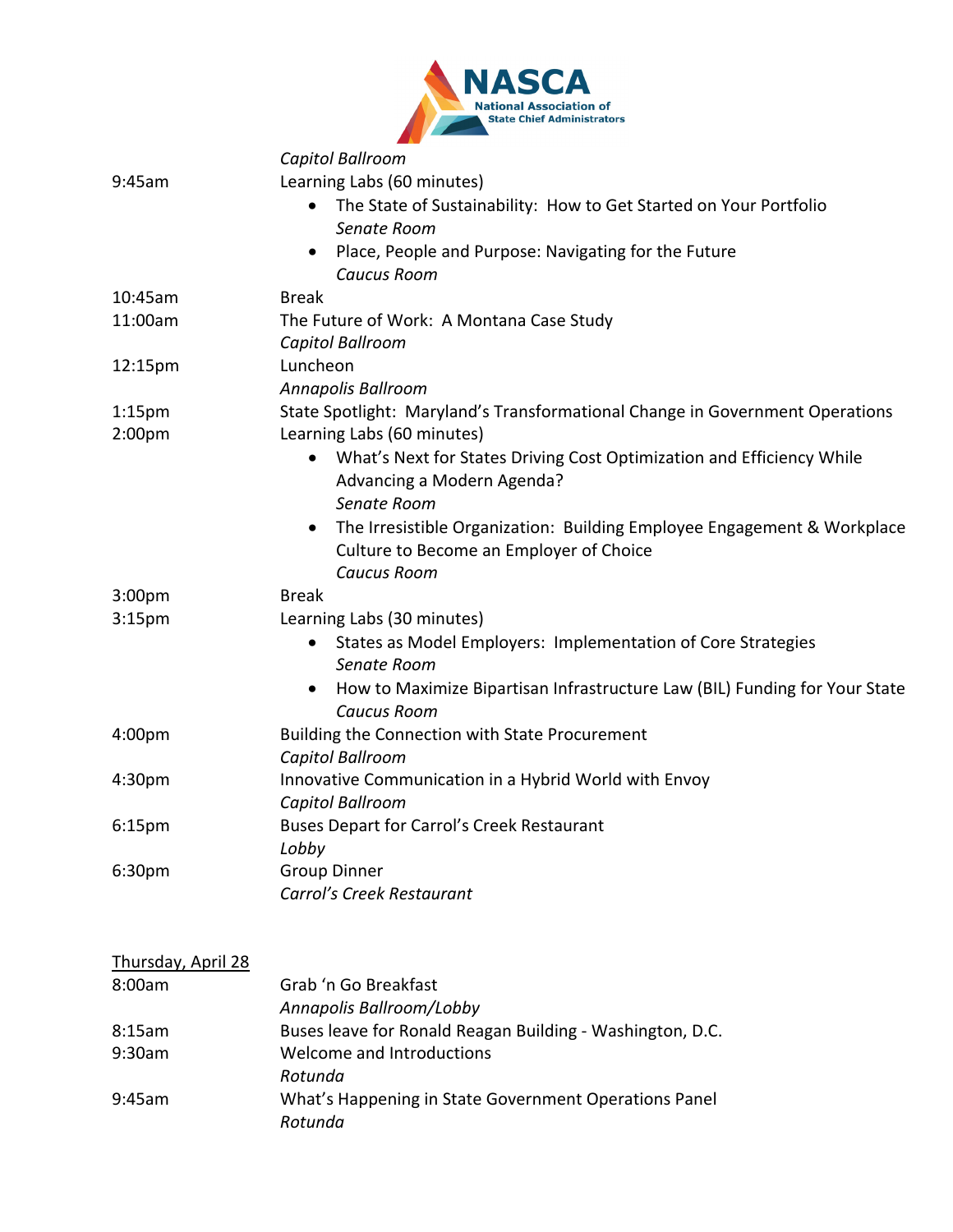*Capitol Ballroom*

| | |
|---|---|
| 9:45am | Learning Labs (60 minutes)<br>• The State of Sustainability: How to Get Started on Your Portfolio<br>*Senate Room*<br>• Place, People and Purpose: Navigating for the Future<br>*Caucus Room* |
| 10:45am | Break |
| 11:00am | The Future of Work: A Montana Case Study<br>*Capitol Ballroom* |
| 12:15pm | Luncheon<br>*Annapolis Ballroom* |
| 1:15pm | State Spotlight: Maryland's Transformational Change in Government Operations |
| 2:00pm | Learning Labs (60 minutes)<br>• What's Next for States Driving Cost Optimization and Efficiency While Advancing a Modern Agenda?<br>*Senate Room*<br>• The Irresistible Organization: Building Employee Engagement & Workplace Culture to Become an Employer of Choice<br>*Caucus Room* |
| 3:00pm | Break |
| 3:15pm | Learning Labs (30 minutes)<br>• States as Model Employers: Implementation of Core Strategies<br>*Senate Room*<br>• How to Maximize Bipartisan Infrastructure Law (BIL) Funding for Your State<br>*Caucus Room* |
| 4:00pm | Building the Connection with State Procurement<br>*Capitol Ballroom* |
| 4:30pm | Innovative Communication in a Hybrid World with Envoy<br>*Capitol Ballroom* |
| 6:15pm | Buses Depart for Carrol's Creek Restaurant<br>*Lobby* |
| 6:30pm | Group Dinner<br>*Carrol's Creek Restaurant* |

## Thursday, April 28

| | |
|---|---|
| 8:00am | Grab 'n Go Breakfast<br>*Annapolis Ballroom/Lobby* |
| 8:15am | Buses leave for Ronald Reagan Building - Washington, D.C. |
| 9:30am | Welcome and Introductions<br>*Rotunda* |
| 9:45am | What's Happening in State Government Operations Panel<br>*Rotunda* |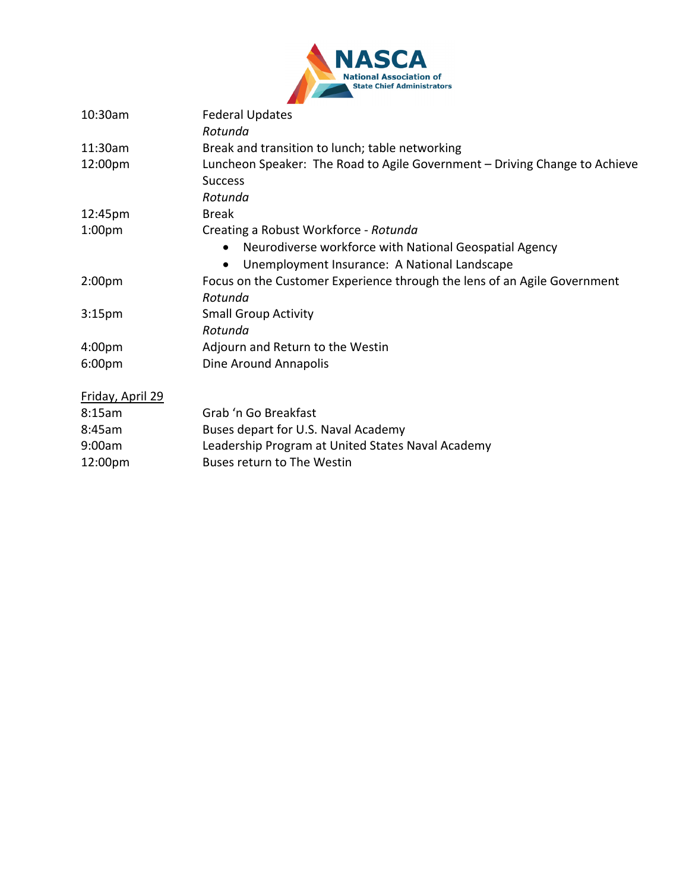| | |
|---|---|
| 10:30am | Federal Updates<br>*Rotunda* |
| 11:30am | Break and transition to lunch; table networking |
| 12:00pm | Luncheon Speaker: The Road to Agile Government – Driving Change to Achieve Success<br>*Rotunda* |
| 12:45pm | Break |
| 1:00pm | Creating a Robust Workforce - *Rotunda*<br>• Neurodiverse workforce with National Geospatial Agency<br>• Unemployment Insurance: A National Landscape |
| 2:00pm | Focus on the Customer Experience through the lens of an Agile Government<br>*Rotunda* |
| 3:15pm | Small Group Activity<br>*Rotunda* |
| 4:00pm | Adjourn and Return to the Westin |
| 6:00pm | Dine Around Annapolis |

<u>Friday, April 29</u>

| | |
|---|---|
| 8:15am | Grab 'n Go Breakfast |
| 8:45am | Buses depart for U.S. Naval Academy |
| 9:00am | Leadership Program at United States Naval Academy |
| 12:00pm | Buses return to The Westin |